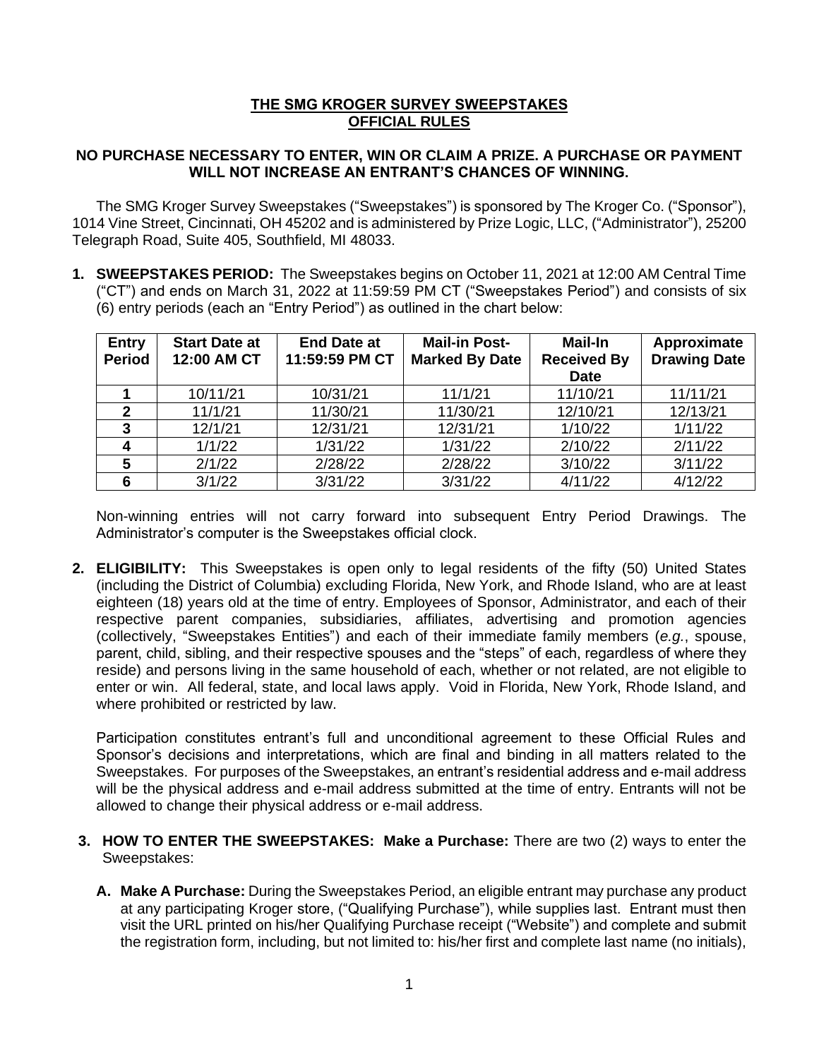# THE SMG KROGER SURVEY SWEEPSTAKES
## OFFICIAL RULES

**NO PURCHASE NECESSARY TO ENTER, WIN OR CLAIM A PRIZE. A PURCHASE OR PAYMENT WILL NOT INCREASE AN ENTRANT'S CHANCES OF WINNING.**

The SMG Kroger Survey Sweepstakes ("Sweepstakes") is sponsored by The Kroger Co. ("Sponsor"), 1014 Vine Street, Cincinnati, OH 45202 and is administered by Prize Logic, LLC, ("Administrator"), 25200 Telegraph Road, Suite 405, Southfield, MI 48033.

1. **SWEEPSTAKES PERIOD:** The Sweepstakes begins on October 11, 2021 at 12:00 AM Central Time ("CT") and ends on March 31, 2022 at 11:59:59 PM CT ("Sweepstakes Period") and consists of six (6) entry periods (each an "Entry Period") as outlined in the chart below:

| Entry Period | Start Date at 12:00 AM CT | End Date at 11:59:59 PM CT | Mail-in Post-Marked By Date | Mail-In Received By Date | Approximate Drawing Date |
|---|---|---|---|---|---|
| 1 | 10/11/21 | 10/31/21 | 11/1/21 | 11/10/21 | 11/11/21 |
| 2 | 11/1/21 | 11/30/21 | 11/30/21 | 12/10/21 | 12/13/21 |
| 3 | 12/1/21 | 12/31/21 | 12/31/21 | 1/10/22 | 1/11/22 |
| 4 | 1/1/22 | 1/31/22 | 1/31/22 | 2/10/22 | 2/11/22 |
| 5 | 2/1/22 | 2/28/22 | 2/28/22 | 3/10/22 | 3/11/22 |
| 6 | 3/1/22 | 3/31/22 | 3/31/22 | 4/11/22 | 4/12/22 |

Non-winning entries will not carry forward into subsequent Entry Period Drawings. The Administrator's computer is the Sweepstakes official clock.

2. **ELIGIBILITY:** This Sweepstakes is open only to legal residents of the fifty (50) United States (including the District of Columbia) excluding Florida, New York, and Rhode Island, who are at least eighteen (18) years old at the time of entry. Employees of Sponsor, Administrator, and each of their respective parent companies, subsidiaries, affiliates, advertising and promotion agencies (collectively, "Sweepstakes Entities") and each of their immediate family members (*e.g.*, spouse, parent, child, sibling, and their respective spouses and the "steps" of each, regardless of where they reside) and persons living in the same household of each, whether or not related, are not eligible to enter or win. All federal, state, and local laws apply. Void in Florida, New York, Rhode Island, and where prohibited or restricted by law.

   Participation constitutes entrant's full and unconditional agreement to these Official Rules and Sponsor's decisions and interpretations, which are final and binding in all matters related to the Sweepstakes. For purposes of the Sweepstakes, an entrant's residential address and e-mail address will be the physical address and e-mail address submitted at the time of entry. Entrants will not be allowed to change their physical address or e-mail address.

3. **HOW TO ENTER THE SWEEPSTAKES: Make a Purchase:** There are two (2) ways to enter the Sweepstakes:

   A. **Make A Purchase:** During the Sweepstakes Period, an eligible entrant may purchase any product at any participating Kroger store, ("Qualifying Purchase"), while supplies last. Entrant must then visit the URL printed on his/her Qualifying Purchase receipt ("Website") and complete and submit the registration form, including, but not limited to: his/her first and complete last name (no initials),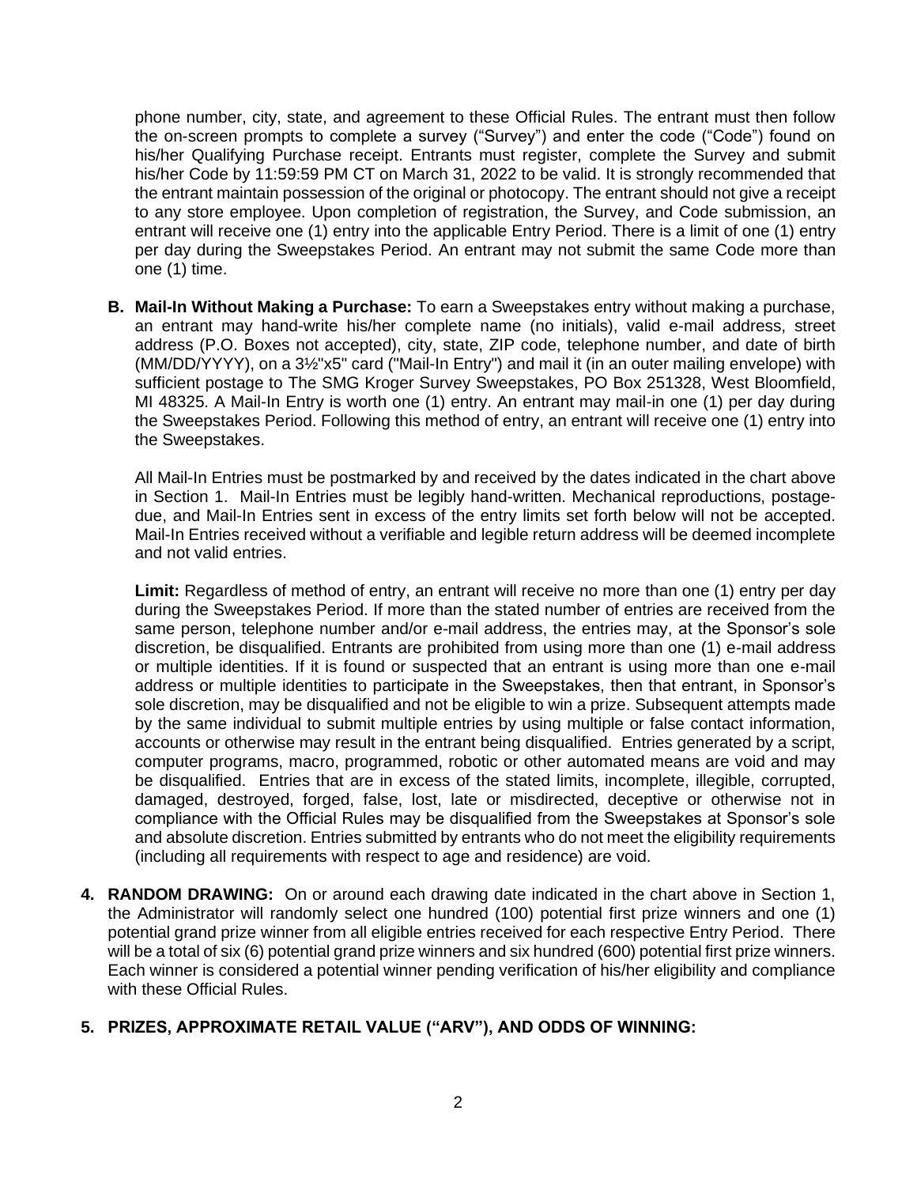phone number, city, state, and agreement to these Official Rules. The entrant must then follow the on-screen prompts to complete a survey ("Survey") and enter the code ("Code") found on his/her Qualifying Purchase receipt. Entrants must register, complete the Survey and submit his/her Code by 11:59:59 PM CT on March 31, 2022 to be valid. It is strongly recommended that the entrant maintain possession of the original or photocopy. The entrant should not give a receipt to any store employee. Upon completion of registration, the Survey, and Code submission, an entrant will receive one (1) entry into the applicable Entry Period. There is a limit of one (1) entry per day during the Sweepstakes Period. An entrant may not submit the same Code more than one (1) time.

**B. Mail-In Without Making a Purchase:** To earn a Sweepstakes entry without making a purchase, an entrant may hand-write his/her complete name (no initials), valid e-mail address, street address (P.O. Boxes not accepted), city, state, ZIP code, telephone number, and date of birth (MM/DD/YYYY), on a 3½"x5" card ("Mail-In Entry") and mail it (in an outer mailing envelope) with sufficient postage to The SMG Kroger Survey Sweepstakes, PO Box 251328, West Bloomfield, MI 48325. A Mail-In Entry is worth one (1) entry. An entrant may mail-in one (1) per day during the Sweepstakes Period. Following this method of entry, an entrant will receive one (1) entry into the Sweepstakes.

All Mail-In Entries must be postmarked by and received by the dates indicated in the chart above in Section 1. Mail-In Entries must be legibly hand-written. Mechanical reproductions, postage-due, and Mail-In Entries sent in excess of the entry limits set forth below will not be accepted. Mail-In Entries received without a verifiable and legible return address will be deemed incomplete and not valid entries.

**Limit:** Regardless of method of entry, an entrant will receive no more than one (1) entry per day during the Sweepstakes Period. If more than the stated number of entries are received from the same person, telephone number and/or e-mail address, the entries may, at the Sponsor's sole discretion, be disqualified. Entrants are prohibited from using more than one (1) e-mail address or multiple identities. If it is found or suspected that an entrant is using more than one e-mail address or multiple identities to participate in the Sweepstakes, then that entrant, in Sponsor's sole discretion, may be disqualified and not be eligible to win a prize. Subsequent attempts made by the same individual to submit multiple entries by using multiple or false contact information, accounts or otherwise may result in the entrant being disqualified. Entries generated by a script, computer programs, macro, programmed, robotic or other automated means are void and may be disqualified. Entries that are in excess of the stated limits, incomplete, illegible, corrupted, damaged, destroyed, forged, false, lost, late or misdirected, deceptive or otherwise not in compliance with the Official Rules may be disqualified from the Sweepstakes at Sponsor's sole and absolute discretion. Entries submitted by entrants who do not meet the eligibility requirements (including all requirements with respect to age and residence) are void.

**4. RANDOM DRAWING:** On or around each drawing date indicated in the chart above in Section 1, the Administrator will randomly select one hundred (100) potential first prize winners and one (1) potential grand prize winner from all eligible entries received for each respective Entry Period. There will be a total of six (6) potential grand prize winners and six hundred (600) potential first prize winners. Each winner is considered a potential winner pending verification of his/her eligibility and compliance with these Official Rules.

**5. PRIZES, APPROXIMATE RETAIL VALUE ("ARV"), AND ODDS OF WINNING:**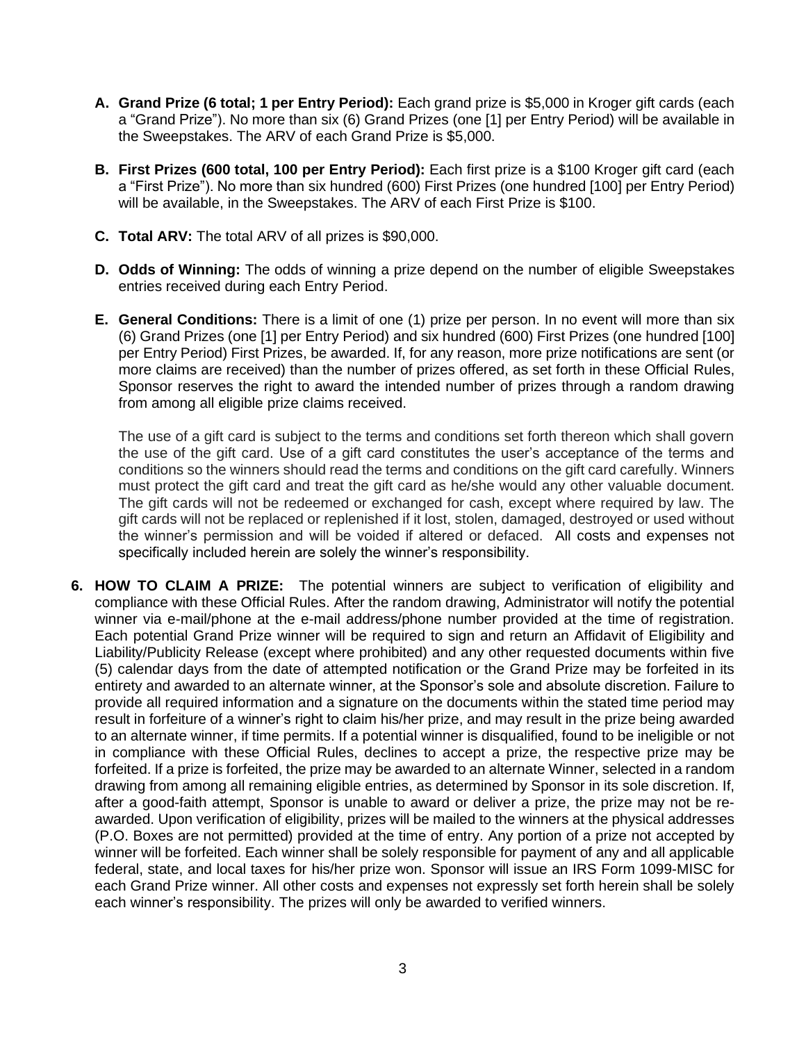A. **Grand Prize (6 total; 1 per Entry Period):** Each grand prize is $5,000 in Kroger gift cards (each a "Grand Prize"). No more than six (6) Grand Prizes (one [1] per Entry Period) will be available in the Sweepstakes. The ARV of each Grand Prize is $5,000.

B. **First Prizes (600 total, 100 per Entry Period):** Each first prize is a $100 Kroger gift card (each a "First Prize"). No more than six hundred (600) First Prizes (one hundred [100] per Entry Period) will be available, in the Sweepstakes. The ARV of each First Prize is $100.

C. **Total ARV:** The total ARV of all prizes is $90,000.

D. **Odds of Winning:** The odds of winning a prize depend on the number of eligible Sweepstakes entries received during each Entry Period.

E. **General Conditions:** There is a limit of one (1) prize per person. In no event will more than six (6) Grand Prizes (one [1] per Entry Period) and six hundred (600) First Prizes (one hundred [100] per Entry Period) First Prizes, be awarded. If, for any reason, more prize notifications are sent (or more claims are received) than the number of prizes offered, as set forth in these Official Rules, Sponsor reserves the right to award the intended number of prizes through a random drawing from among all eligible prize claims received.

   The use of a gift card is subject to the terms and conditions set forth thereon which shall govern the use of the gift card. Use of a gift card constitutes the user's acceptance of the terms and conditions so the winners should read the terms and conditions on the gift card carefully. Winners must protect the gift card and treat the gift card as he/she would any other valuable document. The gift cards will not be redeemed or exchanged for cash, except where required by law. The gift cards will not be replaced or replenished if it lost, stolen, damaged, destroyed or used without the winner's permission and will be voided if altered or defaced. All costs and expenses not specifically included herein are solely the winner's responsibility.

6. **HOW TO CLAIM A PRIZE:** The potential winners are subject to verification of eligibility and compliance with these Official Rules. After the random drawing, Administrator will notify the potential winner via e-mail/phone at the e-mail address/phone number provided at the time of registration. Each potential Grand Prize winner will be required to sign and return an Affidavit of Eligibility and Liability/Publicity Release (except where prohibited) and any other requested documents within five (5) calendar days from the date of attempted notification or the Grand Prize may be forfeited in its entirety and awarded to an alternate winner, at the Sponsor's sole and absolute discretion. Failure to provide all required information and a signature on the documents within the stated time period may result in forfeiture of a winner's right to claim his/her prize, and may result in the prize being awarded to an alternate winner, if time permits. If a potential winner is disqualified, found to be ineligible or not in compliance with these Official Rules, declines to accept a prize, the respective prize may be forfeited. If a prize is forfeited, the prize may be awarded to an alternate Winner, selected in a random drawing from among all remaining eligible entries, as determined by Sponsor in its sole discretion. If, after a good-faith attempt, Sponsor is unable to award or deliver a prize, the prize may not be re-awarded. Upon verification of eligibility, prizes will be mailed to the winners at the physical addresses (P.O. Boxes are not permitted) provided at the time of entry. Any portion of a prize not accepted by winner will be forfeited. Each winner shall be solely responsible for payment of any and all applicable federal, state, and local taxes for his/her prize won. Sponsor will issue an IRS Form 1099-MISC for each Grand Prize winner. All other costs and expenses not expressly set forth herein shall be solely each winner's responsibility. The prizes will only be awarded to verified winners.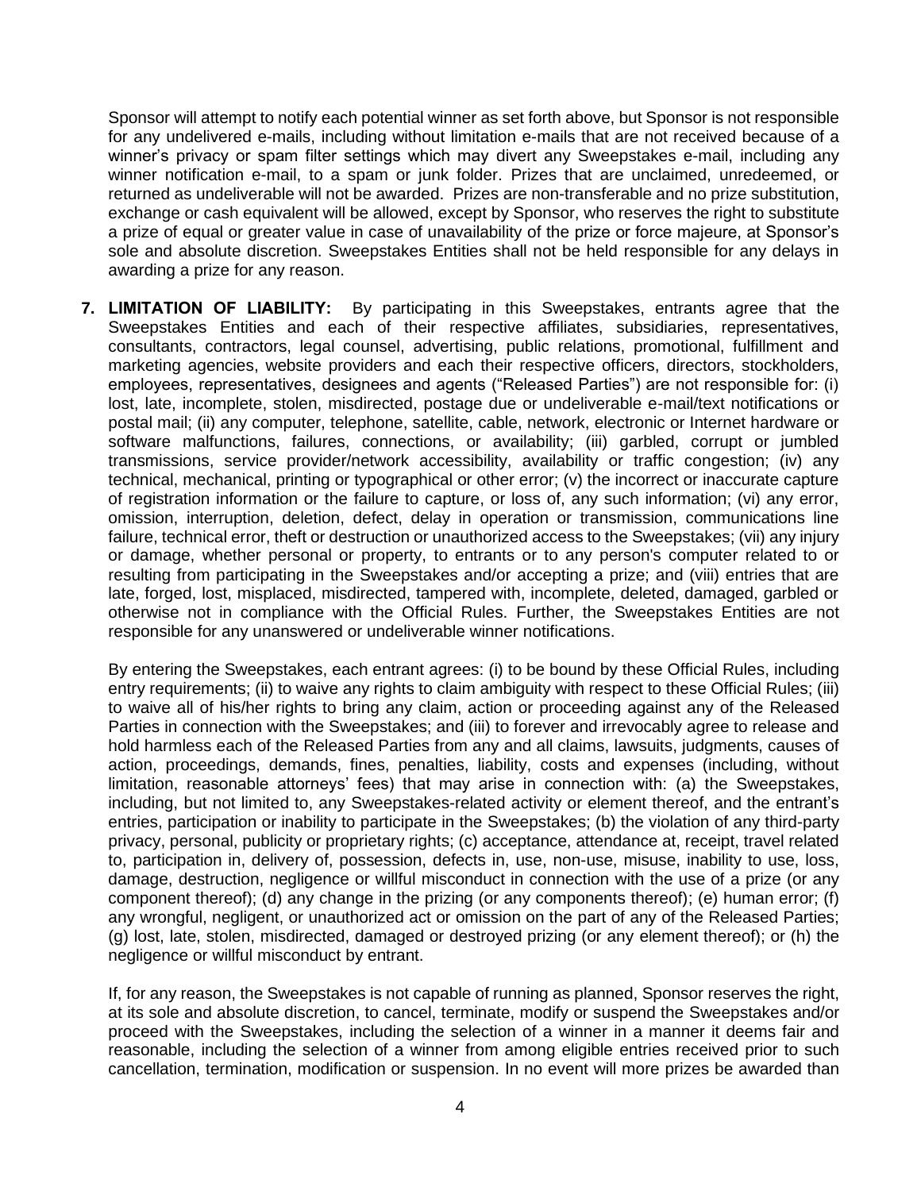Sponsor will attempt to notify each potential winner as set forth above, but Sponsor is not responsible for any undelivered e-mails, including without limitation e-mails that are not received because of a winner's privacy or spam filter settings which may divert any Sweepstakes e-mail, including any winner notification e-mail, to a spam or junk folder. Prizes that are unclaimed, unredeemed, or returned as undeliverable will not be awarded. Prizes are non-transferable and no prize substitution, exchange or cash equivalent will be allowed, except by Sponsor, who reserves the right to substitute a prize of equal or greater value in case of unavailability of the prize or force majeure, at Sponsor's sole and absolute discretion. Sweepstakes Entities shall not be held responsible for any delays in awarding a prize for any reason.

7. **LIMITATION OF LIABILITY:** By participating in this Sweepstakes, entrants agree that the Sweepstakes Entities and each of their respective affiliates, subsidiaries, representatives, consultants, contractors, legal counsel, advertising, public relations, promotional, fulfillment and marketing agencies, website providers and each their respective officers, directors, stockholders, employees, representatives, designees and agents ("Released Parties") are not responsible for: (i) lost, late, incomplete, stolen, misdirected, postage due or undeliverable e-mail/text notifications or postal mail; (ii) any computer, telephone, satellite, cable, network, electronic or Internet hardware or software malfunctions, failures, connections, or availability; (iii) garbled, corrupt or jumbled transmissions, service provider/network accessibility, availability or traffic congestion; (iv) any technical, mechanical, printing or typographical or other error; (v) the incorrect or inaccurate capture of registration information or the failure to capture, or loss of, any such information; (vi) any error, omission, interruption, deletion, defect, delay in operation or transmission, communications line failure, technical error, theft or destruction or unauthorized access to the Sweepstakes; (vii) any injury or damage, whether personal or property, to entrants or to any person's computer related to or resulting from participating in the Sweepstakes and/or accepting a prize; and (viii) entries that are late, forged, lost, misplaced, misdirected, tampered with, incomplete, deleted, damaged, garbled or otherwise not in compliance with the Official Rules. Further, the Sweepstakes Entities are not responsible for any unanswered or undeliverable winner notifications.

   By entering the Sweepstakes, each entrant agrees: (i) to be bound by these Official Rules, including entry requirements; (ii) to waive any rights to claim ambiguity with respect to these Official Rules; (iii) to waive all of his/her rights to bring any claim, action or proceeding against any of the Released Parties in connection with the Sweepstakes; and (iii) to forever and irrevocably agree to release and hold harmless each of the Released Parties from any and all claims, lawsuits, judgments, causes of action, proceedings, demands, fines, penalties, liability, costs and expenses (including, without limitation, reasonable attorneys' fees) that may arise in connection with: (a) the Sweepstakes, including, but not limited to, any Sweepstakes-related activity or element thereof, and the entrant's entries, participation or inability to participate in the Sweepstakes; (b) the violation of any third-party privacy, personal, publicity or proprietary rights; (c) acceptance, attendance at, receipt, travel related to, participation in, delivery of, possession, defects in, use, non-use, misuse, inability to use, loss, damage, destruction, negligence or willful misconduct in connection with the use of a prize (or any component thereof); (d) any change in the prizing (or any components thereof); (e) human error; (f) any wrongful, negligent, or unauthorized act or omission on the part of any of the Released Parties; (g) lost, late, stolen, misdirected, damaged or destroyed prizing (or any element thereof); or (h) the negligence or willful misconduct by entrant.

   If, for any reason, the Sweepstakes is not capable of running as planned, Sponsor reserves the right, at its sole and absolute discretion, to cancel, terminate, modify or suspend the Sweepstakes and/or proceed with the Sweepstakes, including the selection of a winner in a manner it deems fair and reasonable, including the selection of a winner from among eligible entries received prior to such cancellation, termination, modification or suspension. In no event will more prizes be awarded than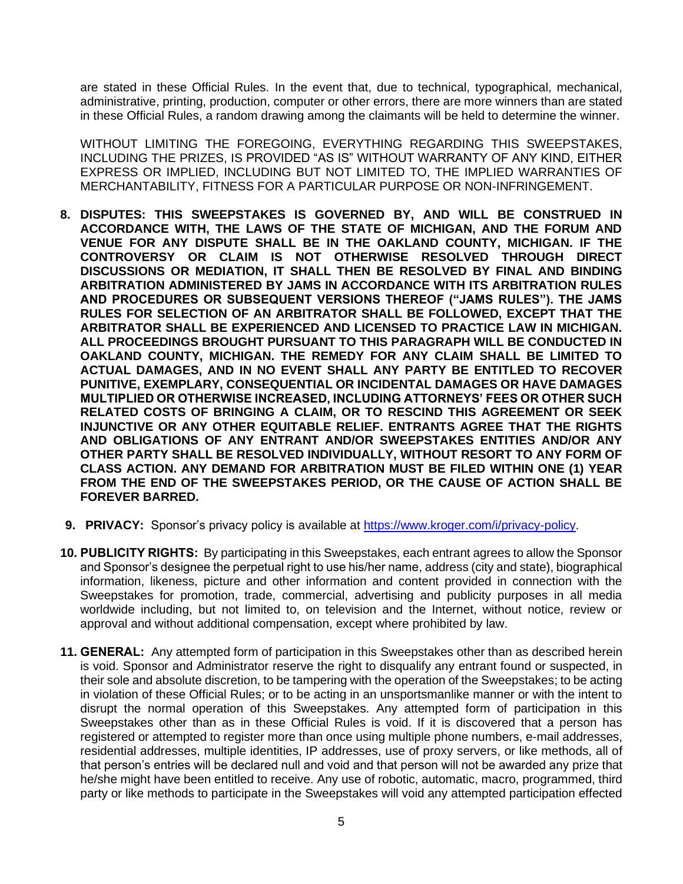are stated in these Official Rules. In the event that, due to technical, typographical, mechanical, administrative, printing, production, computer or other errors, there are more winners than are stated in these Official Rules, a random drawing among the claimants will be held to determine the winner.

WITHOUT LIMITING THE FOREGOING, EVERYTHING REGARDING THIS SWEEPSTAKES, INCLUDING THE PRIZES, IS PROVIDED "AS IS" WITHOUT WARRANTY OF ANY KIND, EITHER EXPRESS OR IMPLIED, INCLUDING BUT NOT LIMITED TO, THE IMPLIED WARRANTIES OF MERCHANTABILITY, FITNESS FOR A PARTICULAR PURPOSE OR NON-INFRINGEMENT.

8. **DISPUTES: THIS SWEEPSTAKES IS GOVERNED BY, AND WILL BE CONSTRUED IN ACCORDANCE WITH, THE LAWS OF THE STATE OF MICHIGAN, AND THE FORUM AND VENUE FOR ANY DISPUTE SHALL BE IN THE OAKLAND COUNTY, MICHIGAN. IF THE CONTROVERSY OR CLAIM IS NOT OTHERWISE RESOLVED THROUGH DIRECT DISCUSSIONS OR MEDIATION, IT SHALL THEN BE RESOLVED BY FINAL AND BINDING ARBITRATION ADMINISTERED BY JAMS IN ACCORDANCE WITH ITS ARBITRATION RULES AND PROCEDURES OR SUBSEQUENT VERSIONS THEREOF ("JAMS RULES"). THE JAMS RULES FOR SELECTION OF AN ARBITRATOR SHALL BE FOLLOWED, EXCEPT THAT THE ARBITRATOR SHALL BE EXPERIENCED AND LICENSED TO PRACTICE LAW IN MICHIGAN. ALL PROCEEDINGS BROUGHT PURSUANT TO THIS PARAGRAPH WILL BE CONDUCTED IN OAKLAND COUNTY, MICHIGAN. THE REMEDY FOR ANY CLAIM SHALL BE LIMITED TO ACTUAL DAMAGES, AND IN NO EVENT SHALL ANY PARTY BE ENTITLED TO RECOVER PUNITIVE, EXEMPLARY, CONSEQUENTIAL OR INCIDENTAL DAMAGES OR HAVE DAMAGES MULTIPLIED OR OTHERWISE INCREASED, INCLUDING ATTORNEYS' FEES OR OTHER SUCH RELATED COSTS OF BRINGING A CLAIM, OR TO RESCIND THIS AGREEMENT OR SEEK INJUNCTIVE OR ANY OTHER EQUITABLE RELIEF. ENTRANTS AGREE THAT THE RIGHTS AND OBLIGATIONS OF ANY ENTRANT AND/OR SWEEPSTAKES ENTITIES AND/OR ANY OTHER PARTY SHALL BE RESOLVED INDIVIDUALLY, WITHOUT RESORT TO ANY FORM OF CLASS ACTION. ANY DEMAND FOR ARBITRATION MUST BE FILED WITHIN ONE (1) YEAR FROM THE END OF THE SWEEPSTAKES PERIOD, OR THE CAUSE OF ACTION SHALL BE FOREVER BARRED.**

9. **PRIVACY:** Sponsor's privacy policy is available at [https://www.kroger.com/i/privacy-policy](https://www.kroger.com/i/privacy-policy).

10. **PUBLICITY RIGHTS:** By participating in this Sweepstakes, each entrant agrees to allow the Sponsor and Sponsor's designee the perpetual right to use his/her name, address (city and state), biographical information, likeness, picture and other information and content provided in connection with the Sweepstakes for promotion, trade, commercial, advertising and publicity purposes in all media worldwide including, but not limited to, on television and the Internet, without notice, review or approval and without additional compensation, except where prohibited by law.

11. **GENERAL:** Any attempted form of participation in this Sweepstakes other than as described herein is void. Sponsor and Administrator reserve the right to disqualify any entrant found or suspected, in their sole and absolute discretion, to be tampering with the operation of the Sweepstakes; to be acting in violation of these Official Rules; or to be acting in an unsportsmanlike manner or with the intent to disrupt the normal operation of this Sweepstakes. Any attempted form of participation in this Sweepstakes other than as in these Official Rules is void. If it is discovered that a person has registered or attempted to register more than once using multiple phone numbers, e-mail addresses, residential addresses, multiple identities, IP addresses, use of proxy servers, or like methods, all of that person's entries will be declared null and void and that person will not be awarded any prize that he/she might have been entitled to receive. Any use of robotic, automatic, macro, programmed, third party or like methods to participate in the Sweepstakes will void any attempted participation effected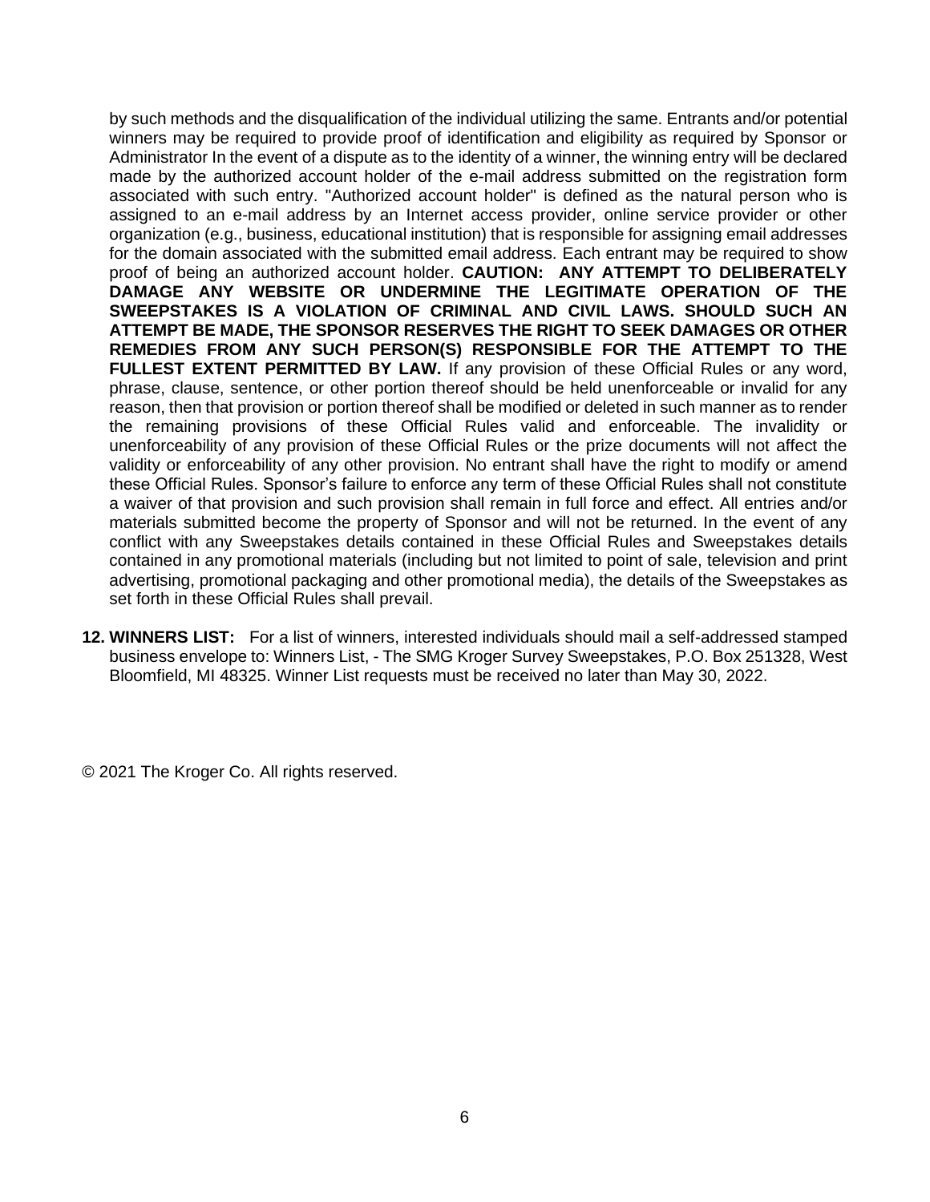by such methods and the disqualification of the individual utilizing the same. Entrants and/or potential winners may be required to provide proof of identification and eligibility as required by Sponsor or Administrator In the event of a dispute as to the identity of a winner, the winning entry will be declared made by the authorized account holder of the e-mail address submitted on the registration form associated with such entry. "Authorized account holder" is defined as the natural person who is assigned to an e-mail address by an Internet access provider, online service provider or other organization (e.g., business, educational institution) that is responsible for assigning email addresses for the domain associated with the submitted email address. Each entrant may be required to show proof of being an authorized account holder. **CAUTION: ANY ATTEMPT TO DELIBERATELY DAMAGE ANY WEBSITE OR UNDERMINE THE LEGITIMATE OPERATION OF THE SWEEPSTAKES IS A VIOLATION OF CRIMINAL AND CIVIL LAWS. SHOULD SUCH AN ATTEMPT BE MADE, THE SPONSOR RESERVES THE RIGHT TO SEEK DAMAGES OR OTHER REMEDIES FROM ANY SUCH PERSON(S) RESPONSIBLE FOR THE ATTEMPT TO THE FULLEST EXTENT PERMITTED BY LAW.** If any provision of these Official Rules or any word, phrase, clause, sentence, or other portion thereof should be held unenforceable or invalid for any reason, then that provision or portion thereof shall be modified or deleted in such manner as to render the remaining provisions of these Official Rules valid and enforceable. The invalidity or unenforceability of any provision of these Official Rules or the prize documents will not affect the validity or enforceability of any other provision. No entrant shall have the right to modify or amend these Official Rules. Sponsor's failure to enforce any term of these Official Rules shall not constitute a waiver of that provision and such provision shall remain in full force and effect. All entries and/or materials submitted become the property of Sponsor and will not be returned. In the event of any conflict with any Sweepstakes details contained in these Official Rules and Sweepstakes details contained in any promotional materials (including but not limited to point of sale, television and print advertising, promotional packaging and other promotional media), the details of the Sweepstakes as set forth in these Official Rules shall prevail.

**12. WINNERS LIST:** For a list of winners, interested individuals should mail a self-addressed stamped business envelope to: Winners List, - The SMG Kroger Survey Sweepstakes, P.O. Box 251328, West Bloomfield, MI 48325. Winner List requests must be received no later than May 30, 2022.

© 2021 The Kroger Co. All rights reserved.